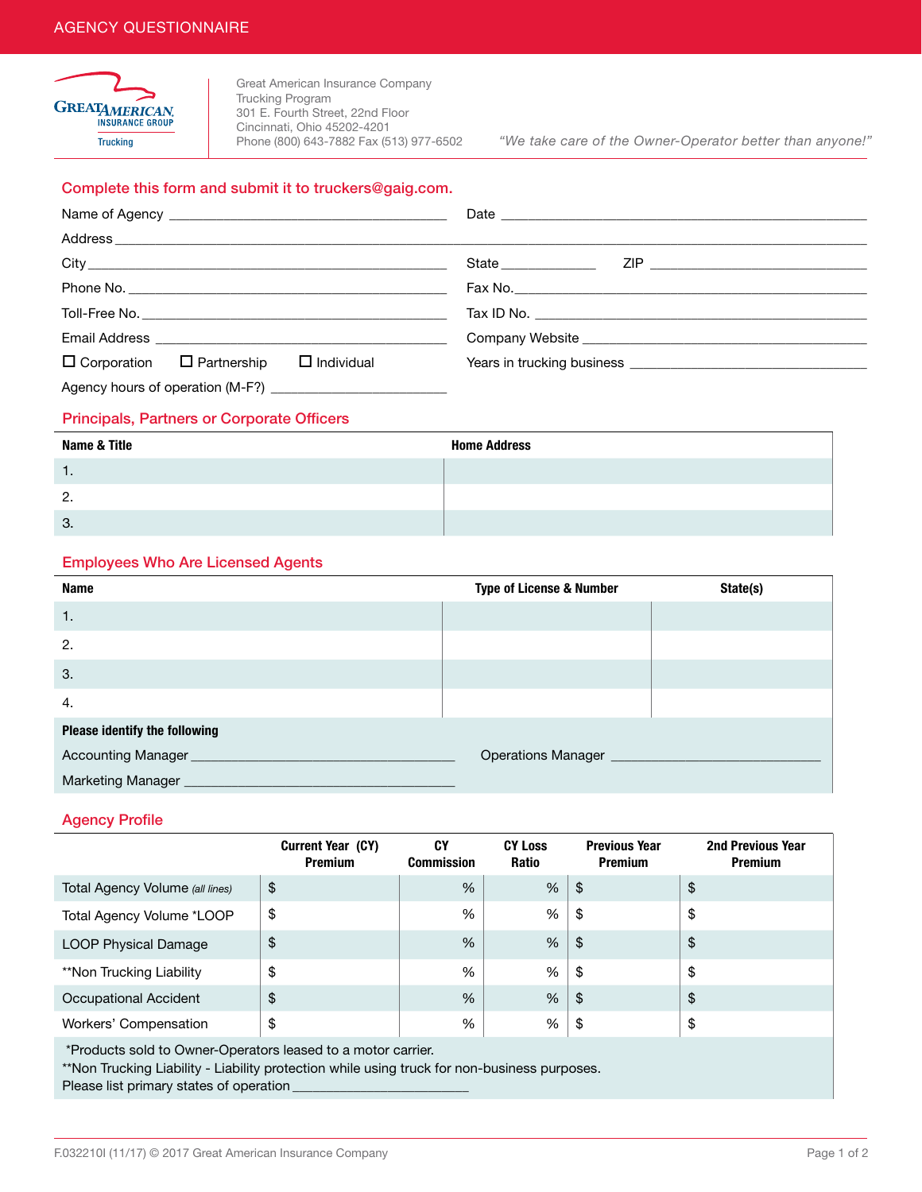# AGENCY QUESTIONNAIRE

GREAT AMERICAN INSURANCE GROUP
Trucking

Great American Insurance Company
Trucking Program
301 E. Fourth Street, 22nd Floor
Cincinnati, Ohio 45202-4201
Phone (800) 643-7882 Fax (513) 977-6502

*"We take care of the Owner-Operator better than anyone!"*

## Complete this form and submit it to truckers@gaig.com.

Name of Agency ______________________________ Date ______________________________

Address ______________________________________________________________

City ______________________________ State __________ ZIP ______________________

Phone No. ______________________________ Fax No. ______________________________

Toll-Free No. ______________________________ Tax ID No. ______________________________

Email Address ______________________________ Company Website ______________________________

☐ Corporation ☐ Partnership ☐ Individual

Years in trucking business ______________________________

Agency hours of operation (M-F?) ____________________

## Principals, Partners or Corporate Officers

| Name & Title | Home Address |
|---|---|
| 1. | |
| 2. | |
| 3. | |

## Employees Who Are Licensed Agents

| Name | Type of License & Number | State(s) |
|---|---|---|
| 1. | | |
| 2. | | |
| 3. | | |
| 4. | | |

**Please identify the following**

Accounting Manager ______________________________ Operations Manager ______________________________

Marketing Manager ______________________________

## Agency Profile

| | Current Year (CY) Premium | CY Commission | CY Loss Ratio | Previous Year Premium | 2nd Previous Year Premium |
|---|---|---|---|---|---|
| Total Agency Volume *(all lines)* | $ | % | % | $ | $ |
| Total Agency Volume *LOOP | $ | % | % | $ | $ |
| LOOP Physical Damage | $ | % | % | $ | $ |
| **Non Trucking Liability | $ | % | % | $ | $ |
| Occupational Accident | $ | % | % | $ | $ |
| Workers' Compensation | $ | % | % | $ | $ |

*Products sold to Owner-Operators leased to a motor carrier.
**Non Trucking Liability - Liability protection while using truck for non-business purposes.
Please list primary states of operation ____________________

F.032210I (11/17) © 2017 Great American Insurance Company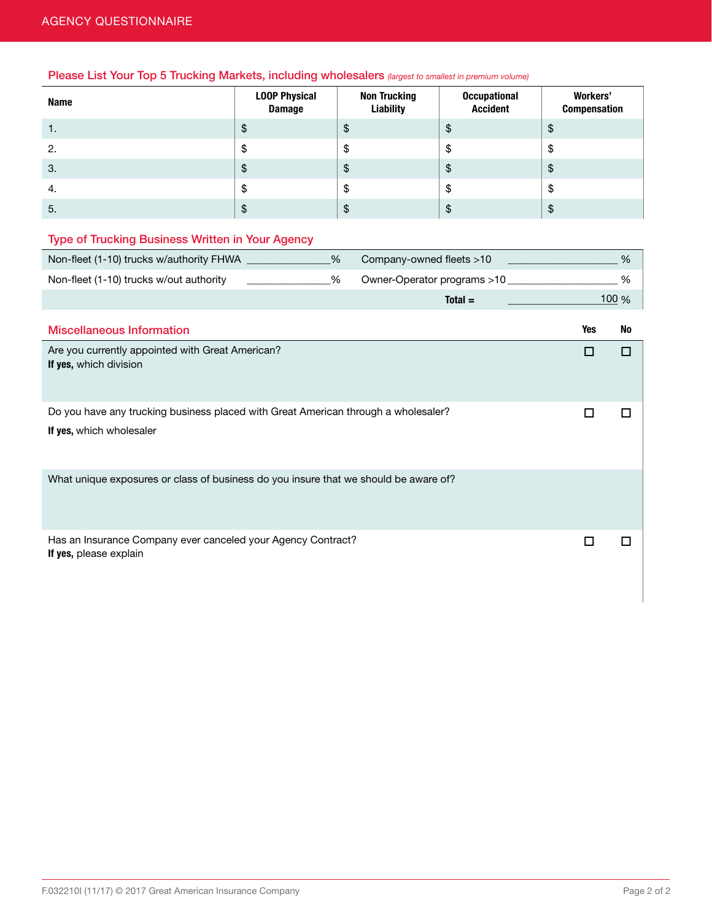## AGENCY QUESTIONNAIRE

### Please List Your Top 5 Trucking Markets, including wholesalers *(largest to smallest in premium volume)*

| Name | LOOP Physical Damage | Non Trucking Liability | Occupational Accident | Workers' Compensation |
|---|---|---|---|---|
| 1. | $ | $ | $ | $ |
| 2. | $ | $ | $ | $ |
| 3. | $ | $ | $ | $ |
| 4. | $ | $ | $ | $ |
| 5. | $ | $ | $ | $ |

### Type of Trucking Business Written in Your Agency

| | | | |
|---|---|---|---|
| Non-fleet (1-10) trucks w/authority FHWA | ______________% | Company-owned fleets >10 | __________________ % |
| Non-fleet (1-10) trucks w/out authority | ______________% | Owner-Operator programs >10 | __________________ % |
| | | **Total =** | 100 % |

### Miscellaneous Information

| | Yes | No |
|---|---|---|
| Are you currently appointed with Great American?<br>**If yes,** which division | ☐ | ☐ |
| Do you have any trucking business placed with Great American through a wholesaler?<br>**If yes,** which wholesaler | ☐ | ☐ |
| What unique exposures or class of business do you insure that we should be aware of? | | |
| Has an Insurance Company ever canceled your Agency Contract?<br>**If yes,** please explain | ☐ | ☐ |

F.032210I (11/17) © 2017 Great American Insurance Company